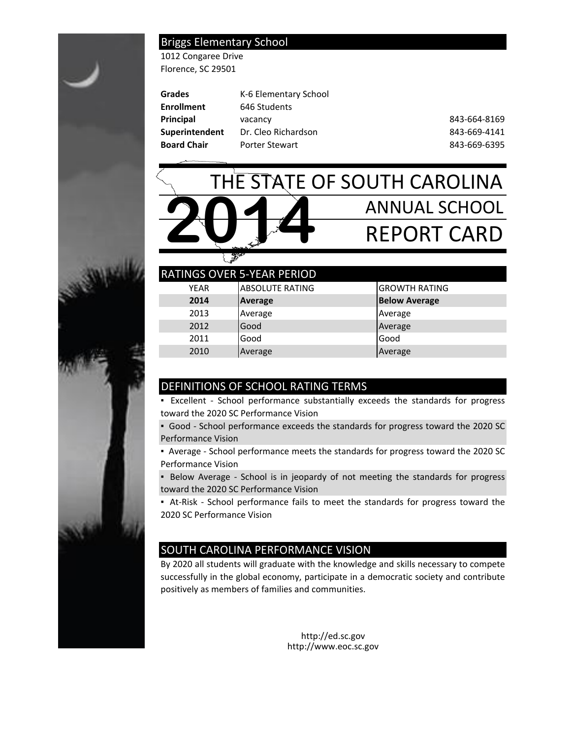## Briggs Elementary School

1012 Congaree Drive
Florence, SC 29501

| | | |
|---|---|---|
| **Grades** | K-6 Elementary School | |
| **Enrollment** | 646 Students | |
| **Principal** | vacancy | 843-664-8169 |
| **Superintendent** | Dr. Cleo Richardson | 843-669-4141 |
| **Board Chair** | Porter Stewart | 843-669-6395 |

# THE STATE OF SOUTH CAROLINA 2014 ANNUAL SCHOOL REPORT CARD

## RATINGS OVER 5-YEAR PERIOD

| YEAR | ABSOLUTE RATING | GROWTH RATING |
|---|---|---|
| **2014** | **Average** | **Below Average** |
| 2013 | Average | Average |
| 2012 | Good | Average |
| 2011 | Good | Good |
| 2010 | Average | Average |

## DEFINITIONS OF SCHOOL RATING TERMS

- Excellent - School performance substantially exceeds the standards for progress toward the 2020 SC Performance Vision
- Good - School performance exceeds the standards for progress toward the 2020 SC Performance Vision
- Average - School performance meets the standards for progress toward the 2020 SC Performance Vision
- Below Average - School is in jeopardy of not meeting the standards for progress toward the 2020 SC Performance Vision
- At-Risk - School performance fails to meet the standards for progress toward the 2020 SC Performance Vision

## SOUTH CAROLINA PERFORMANCE VISION

By 2020 all students will graduate with the knowledge and skills necessary to compete successfully in the global economy, participate in a democratic society and contribute positively as members of families and communities.

http://ed.sc.gov
http://www.eoc.sc.gov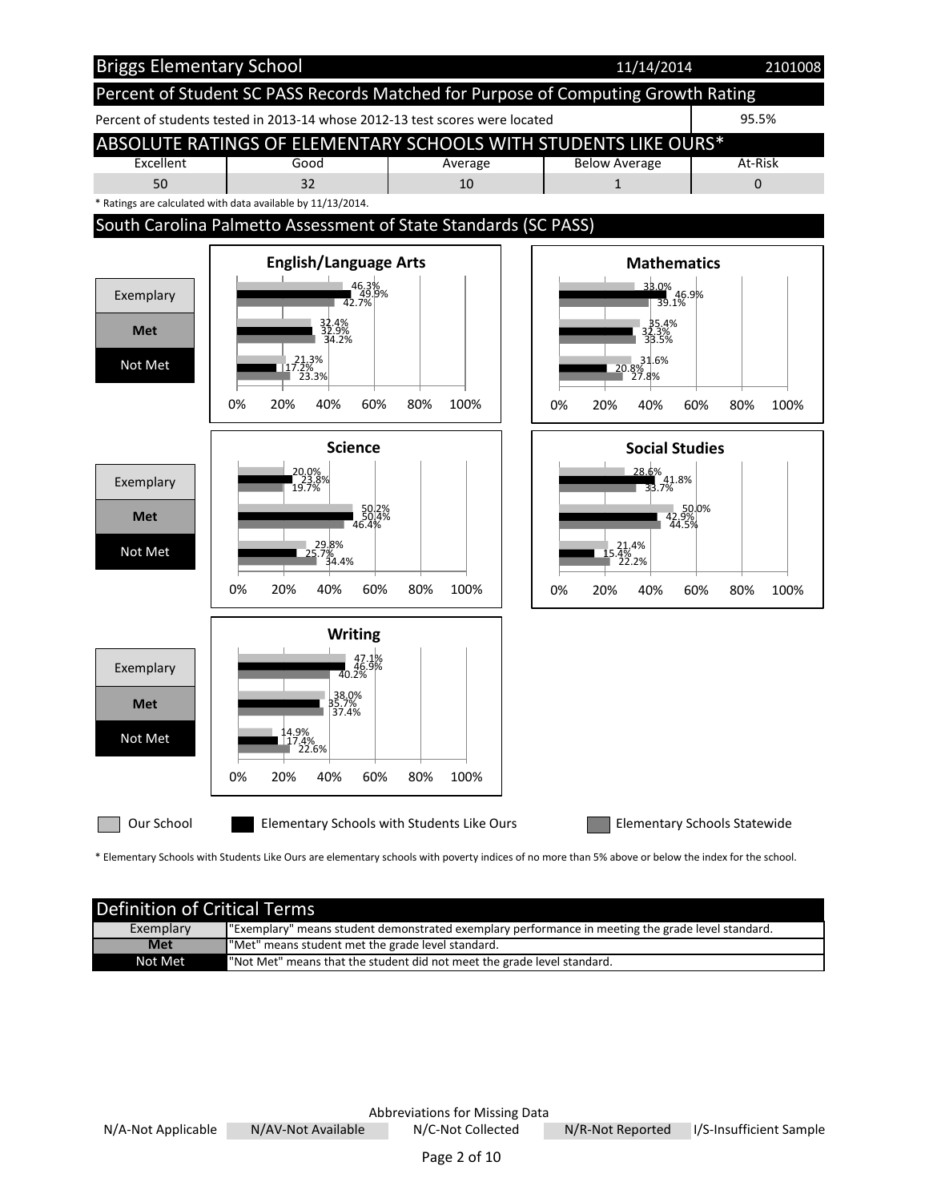# Briggs Elementary School

11/14/2014 2101008

## Percent of Student SC PASS Records Matched for Purpose of Computing Growth Rating

| Percent of students tested in 2013-14 whose 2012-13 test scores were located | 95.5% |
|---|---|

## ABSOLUTE RATINGS OF ELEMENTARY SCHOOLS WITH STUDENTS LIKE OURS*

| Excellent | Good | Average | Below Average | At-Risk |
|---|---|---|---|---|
| 50 | 32 | 10 | 1 | 0 |

\* Ratings are calculated with data available by 11/13/2014.

## South Carolina Palmetto Assessment of State Standards (SC PASS)

### English/Language Arts

| | Our School | Elementary Schools with Students Like Ours | Elementary Schools Statewide |
|---|---|---|---|
| Exemplary | 46.3% | 49.9% | 42.7% |
| Met | 32.4% | 32.9% | 34.2% |
| Not Met | 21.3% | 17.2% | 23.3% |

### Mathematics

| | Our School | Elementary Schools with Students Like Ours | Elementary Schools Statewide |
|---|---|---|---|
| Exemplary | 33.0% | 46.9% | 39.1% |
| Met | 35.4% | 32.3% | 33.5% |
| Not Met | 31.6% | 20.8% | 27.8% |

### Science

| | Our School | Elementary Schools with Students Like Ours | Elementary Schools Statewide |
|---|---|---|---|
| Exemplary | 20.0% | 23.8% | 19.7% |
| Met | 50.2% | 50.4% | 46.4% |
| Not Met | 29.8% | 25.7% | 34.4% |

### Social Studies

| | Our School | Elementary Schools with Students Like Ours | Elementary Schools Statewide |
|---|---|---|---|
| Exemplary | 28.6% | 41.8% | 33.7% |
| Met | 50.0% | 42.9% | 44.5% |
| Not Met | 21.4% | 15.4% | 22.2% |

### Writing

| | Our School | Elementary Schools with Students Like Ours | Elementary Schools Statewide |
|---|---|---|---|
| Exemplary | 47.1% | 46.9% | 40.2% |
| Met | 38.0% | 35.7% | 37.4% |
| Not Met | 14.9% | 17.4% | 22.6% |

\* Elementary Schools with Students Like Ours are elementary schools with poverty indices of no more than 5% above or below the index for the school.

## Definition of Critical Terms

| Term | Definition |
|---|---|
| Exemplary | "Exemplary" means student demonstrated exemplary performance in meeting the grade level standard. |
| Met | "Met" means student met the grade level standard. |
| Not Met | "Not Met" means that the student did not meet the grade level standard. |

Abbreviations for Missing Data

| N/A-Not Applicable | N/AV-Not Available | N/C-Not Collected | N/R-Not Reported | I/S-Insufficient Sample |
|---|---|---|---|---|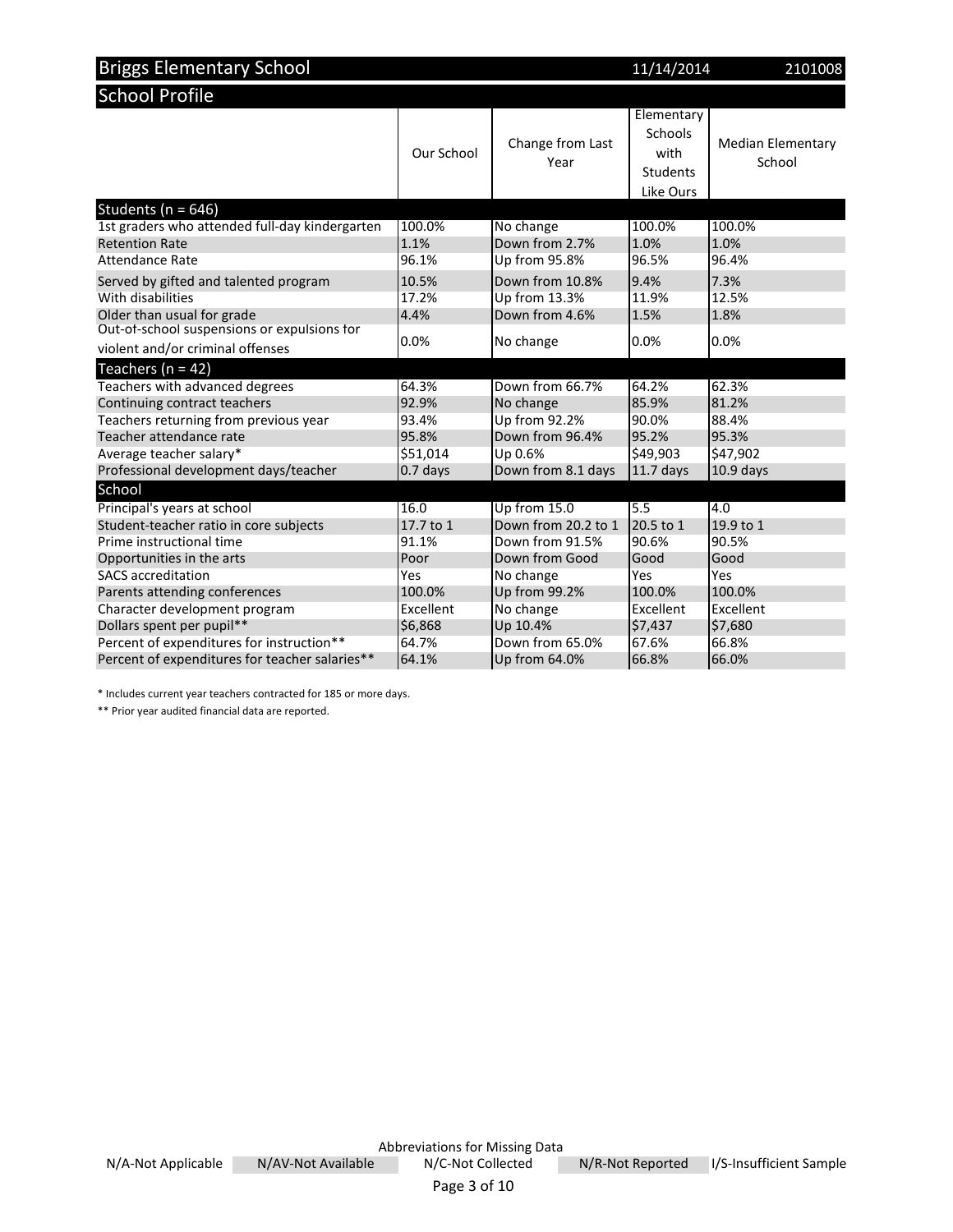# Briggs Elementary School

11/14/2014 2101008

## School Profile

| | Our School | Change from Last Year | Elementary Schools with Students Like Ours | Median Elementary School |
|---|---|---|---|---|
| **Students (n = 646)** | | | | |
| 1st graders who attended full-day kindergarten | 100.0% | No change | 100.0% | 100.0% |
| Retention Rate | 1.1% | Down from 2.7% | 1.0% | 1.0% |
| Attendance Rate | 96.1% | Up from 95.8% | 96.5% | 96.4% |
| Served by gifted and talented program | 10.5% | Down from 10.8% | 9.4% | 7.3% |
| With disabilities | 17.2% | Up from 13.3% | 11.9% | 12.5% |
| Older than usual for grade | 4.4% | Down from 4.6% | 1.5% | 1.8% |
| Out-of-school suspensions or expulsions for violent and/or criminal offenses | 0.0% | No change | 0.0% | 0.0% |
| **Teachers (n = 42)** | | | | |
| Teachers with advanced degrees | 64.3% | Down from 66.7% | 64.2% | 62.3% |
| Continuing contract teachers | 92.9% | No change | 85.9% | 81.2% |
| Teachers returning from previous year | 93.4% | Up from 92.2% | 90.0% | 88.4% |
| Teacher attendance rate | 95.8% | Down from 96.4% | 95.2% | 95.3% |
| Average teacher salary* | $51,014 | Up 0.6% | $49,903 | $47,902 |
| Professional development days/teacher | 0.7 days | Down from 8.1 days | 11.7 days | 10.9 days |
| **School** | | | | |
| Principal's years at school | 16.0 | Up from 15.0 | 5.5 | 4.0 |
| Student-teacher ratio in core subjects | 17.7 to 1 | Down from 20.2 to 1 | 20.5 to 1 | 19.9 to 1 |
| Prime instructional time | 91.1% | Down from 91.5% | 90.6% | 90.5% |
| Opportunities in the arts | Poor | Down from Good | Good | Good |
| SACS accreditation | Yes | No change | Yes | Yes |
| Parents attending conferences | 100.0% | Up from 99.2% | 100.0% | 100.0% |
| Character development program | Excellent | No change | Excellent | Excellent |
| Dollars spent per pupil** | $6,868 | Up 10.4% | $7,437 | $7,680 |
| Percent of expenditures for instruction** | 64.7% | Down from 65.0% | 67.6% | 66.8% |
| Percent of expenditures for teacher salaries** | 64.1% | Up from 64.0% | 66.8% | 66.0% |

* Includes current year teachers contracted for 185 or more days.

** Prior year audited financial data are reported.

Abbreviations for Missing Data

N/A-Not Applicable | N/AV-Not Available | N/C-Not Collected | N/R-Not Reported | I/S-Insufficient Sample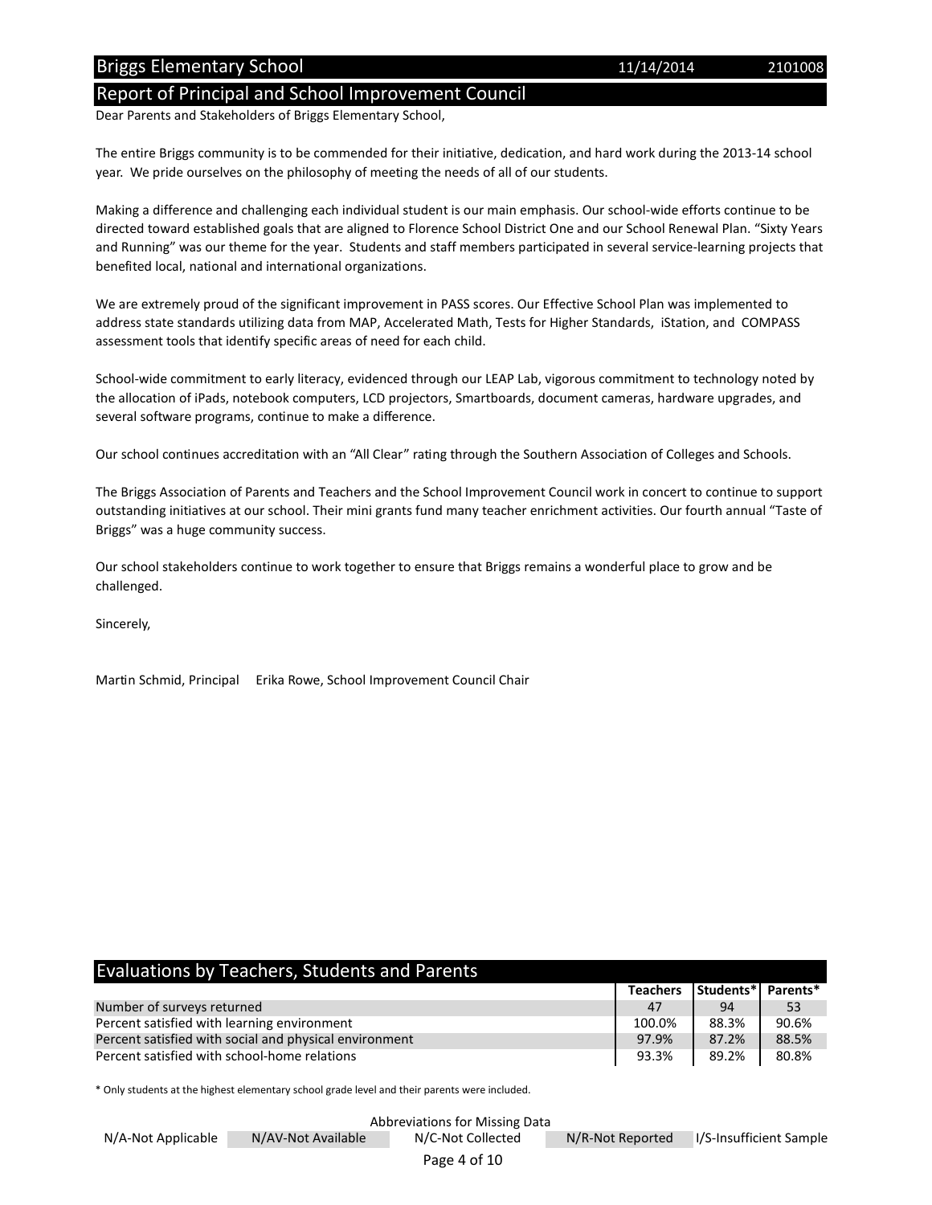## Report of Principal and School Improvement Council

Dear Parents and Stakeholders of Briggs Elementary School,

The entire Briggs community is to be commended for their initiative, dedication, and hard work during the 2013-14 school year. We pride ourselves on the philosophy of meeting the needs of all of our students.

Making a difference and challenging each individual student is our main emphasis. Our school-wide efforts continue to be directed toward established goals that are aligned to Florence School District One and our School Renewal Plan. "Sixty Years and Running" was our theme for the year. Students and staff members participated in several service-learning projects that benefited local, national and international organizations.

We are extremely proud of the significant improvement in PASS scores. Our Effective School Plan was implemented to address state standards utilizing data from MAP, Accelerated Math, Tests for Higher Standards, iStation, and COMPASS assessment tools that identify specific areas of need for each child.

School-wide commitment to early literacy, evidenced through our LEAP Lab, vigorous commitment to technology noted by the allocation of iPads, notebook computers, LCD projectors, Smartboards, document cameras, hardware upgrades, and several software programs, continue to make a difference.

Our school continues accreditation with an "All Clear" rating through the Southern Association of Colleges and Schools.

The Briggs Association of Parents and Teachers and the School Improvement Council work in concert to continue to support outstanding initiatives at our school. Their mini grants fund many teacher enrichment activities. Our fourth annual "Taste of Briggs" was a huge community success.

Our school stakeholders continue to work together to ensure that Briggs remains a wonderful place to grow and be challenged.

Sincerely,

Martin Schmid, Principal     Erika Rowe, School Improvement Council Chair

## Evaluations by Teachers, Students and Parents

| | Teachers | Students* | Parents* |
|---|---|---|---|
| Number of surveys returned | 47 | 94 | 53 |
| Percent satisfied with learning environment | 100.0% | 88.3% | 90.6% |
| Percent satisfied with social and physical environment | 97.9% | 87.2% | 88.5% |
| Percent satisfied with school-home relations | 93.3% | 89.2% | 80.8% |

* Only students at the highest elementary school grade level and their parents were included.

Abbreviations for Missing Data

N/A-Not Applicable | N/AV-Not Available | N/C-Not Collected | N/R-Not Reported | I/S-Insufficient Sample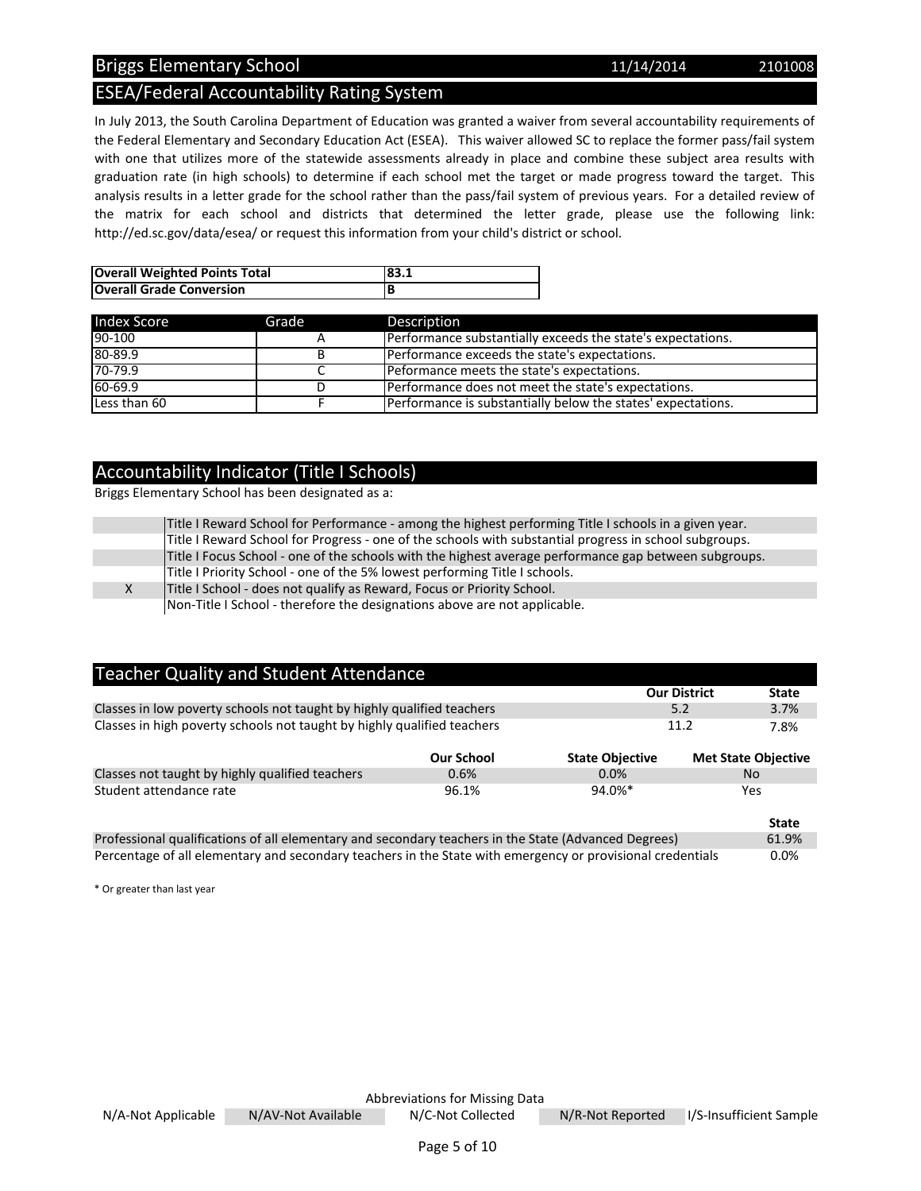## Briggs Elementary School 11/14/2014 2101008

## ESEA/Federal Accountability Rating System

In July 2013, the South Carolina Department of Education was granted a waiver from several accountability requirements of the Federal Elementary and Secondary Education Act (ESEA). This waiver allowed SC to replace the former pass/fail system with one that utilizes more of the statewide assessments already in place and combine these subject area results with graduation rate (in high schools) to determine if each school met the target or made progress toward the target. This analysis results in a letter grade for the school rather than the pass/fail system of previous years. For a detailed review of the matrix for each school and districts that determined the letter grade, please use the following link: http://ed.sc.gov/data/esea/ or request this information from your child's district or school.

| **Overall Weighted Points Total** | **83.1** |
|---|---|
| **Overall Grade Conversion** | **B** |

| Index Score | Grade | Description |
|---|---|---|
| 90-100 | A | Performance substantially exceeds the state's expectations. |
| 80-89.9 | B | Performance exceeds the state's expectations. |
| 70-79.9 | C | Peformance meets the state's expectations. |
| 60-69.9 | D | Performance does not meet the state's expectations. |
| Less than 60 | F | Performance is substantially below the states' expectations. |

## Accountability Indicator (Title I Schools)

Briggs Elementary School has been designated as a:

| | |
|---|---|
| | Title I Reward School for Performance - among the highest performing Title I schools in a given year. |
| | Title I Reward School for Progress - one of the schools with substantial progress in school subgroups. |
| | Title I Focus School - one of the schools with the highest average performance gap between subgroups. |
| | Title I Priority School - one of the 5% lowest performing Title I schools. |
| X | Title I School - does not qualify as Reward, Focus or Priority School. |
| | Non-Title I School - therefore the designations above are not applicable. |

## Teacher Quality and Student Attendance

| | Our District | State |
|---|---|---|
| Classes in low poverty schools not taught by highly qualified teachers | 5.2 | 3.7% |
| Classes in high poverty schools not taught by highly qualified teachers | 11.2 | 7.8% |

| | Our School | State Objective | Met State Objective |
|---|---|---|---|
| Classes not taught by highly qualified teachers | 0.6% | 0.0% | No |
| Student attendance rate | 96.1% | 94.0%* | Yes |

| | State |
|---|---|
| Professional qualifications of all elementary and secondary teachers in the State (Advanced Degrees) | 61.9% |
| Percentage of all elementary and secondary teachers in the State with emergency or provisional credentials | 0.0% |

* Or greater than last year

Abbreviations for Missing Data

N/A-Not Applicable | N/AV-Not Available | N/C-Not Collected | N/R-Not Reported | I/S-Insufficient Sample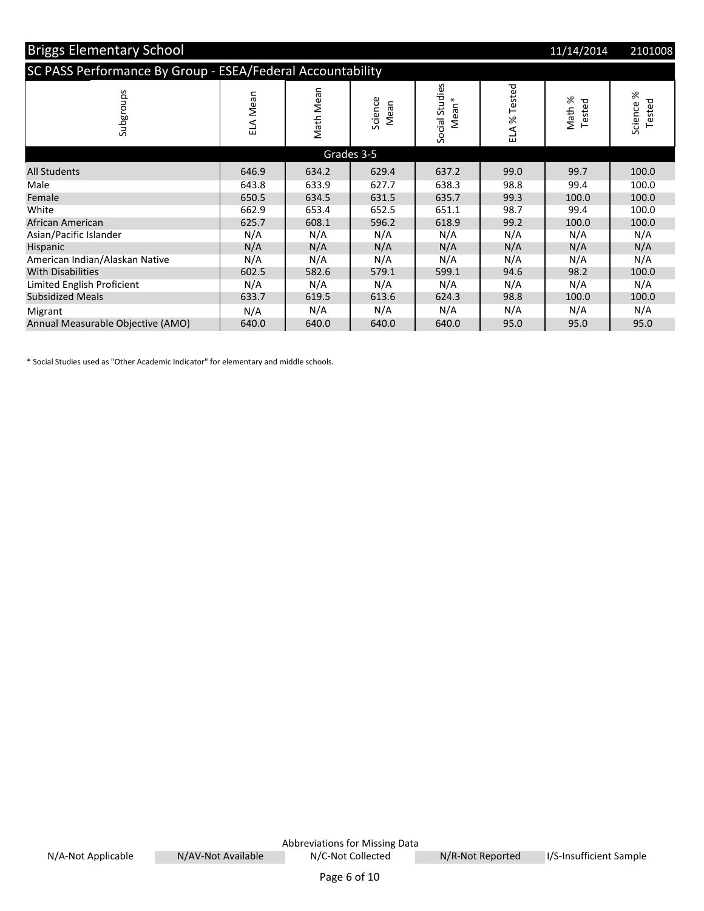# Briggs Elementary School

11/14/2014 2101008

## SC PASS Performance By Group - ESEA/Federal Accountability

| Subgroups | ELA Mean | Math Mean | Science Mean | Social Studies Mean* | ELA % Tested | Math % Tested | Science % Tested |
|---|---|---|---|---|---|---|---|
| **Grades 3-5** | | | | | | | |
| All Students | 646.9 | 634.2 | 629.4 | 637.2 | 99.0 | 99.7 | 100.0 |
| Male | 643.8 | 633.9 | 627.7 | 638.3 | 98.8 | 99.4 | 100.0 |
| Female | 650.5 | 634.5 | 631.5 | 635.7 | 99.3 | 100.0 | 100.0 |
| White | 662.9 | 653.4 | 652.5 | 651.1 | 98.7 | 99.4 | 100.0 |
| African American | 625.7 | 608.1 | 596.2 | 618.9 | 99.2 | 100.0 | 100.0 |
| Asian/Pacific Islander | N/A | N/A | N/A | N/A | N/A | N/A | N/A |
| Hispanic | N/A | N/A | N/A | N/A | N/A | N/A | N/A |
| American Indian/Alaskan Native | N/A | N/A | N/A | N/A | N/A | N/A | N/A |
| With Disabilities | 602.5 | 582.6 | 579.1 | 599.1 | 94.6 | 98.2 | 100.0 |
| Limited English Proficient | N/A | N/A | N/A | N/A | N/A | N/A | N/A |
| Subsidized Meals | 633.7 | 619.5 | 613.6 | 624.3 | 98.8 | 100.0 | 100.0 |
| Migrant | N/A | N/A | N/A | N/A | N/A | N/A | N/A |
| Annual Measurable Objective (AMO) | 640.0 | 640.0 | 640.0 | 640.0 | 95.0 | 95.0 | 95.0 |

* Social Studies used as "Other Academic Indicator" for elementary and middle schools.

Abbreviations for Missing Data

N/A-Not Applicable | N/AV-Not Available | N/C-Not Collected | N/R-Not Reported | I/S-Insufficient Sample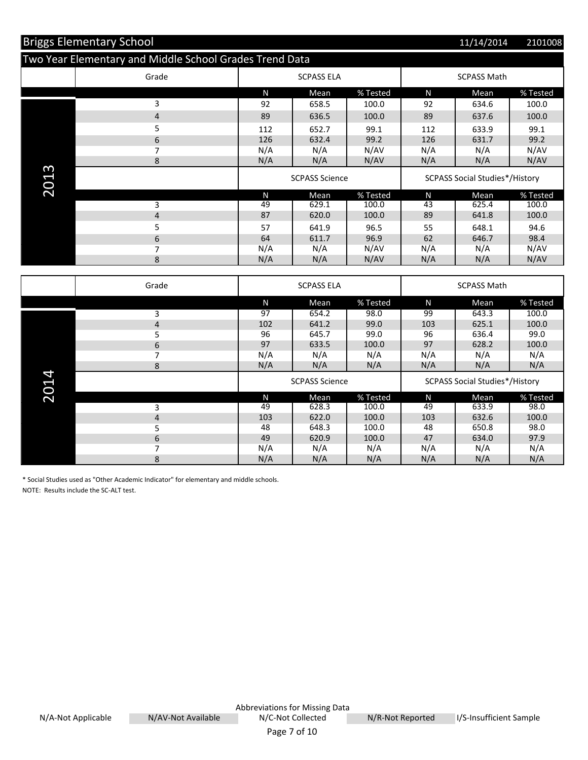## Briggs Elementary School

11/14/2014 2101008

### Two Year Elementary and Middle School Grades Trend Data

**2013**

| Grade | SCPASS ELA | | | SCPASS Math | | |
|---|---|---|---|---|---|---|
| | N | Mean | % Tested | N | Mean | % Tested |
| 3 | 92 | 658.5 | 100.0 | 92 | 634.6 | 100.0 |
| 4 | 89 | 636.5 | 100.0 | 89 | 637.6 | 100.0 |
| 5 | 112 | 652.7 | 99.1 | 112 | 633.9 | 99.1 |
| 6 | 126 | 632.4 | 99.2 | 126 | 631.7 | 99.2 |
| 7 | N/A | N/A | N/AV | N/A | N/A | N/AV |
| 8 | N/A | N/A | N/AV | N/A | N/A | N/AV |

| Grade | SCPASS Science | | | SCPASS Social Studies*/History | | |
|---|---|---|---|---|---|---|
| | N | Mean | % Tested | N | Mean | % Tested |
| 3 | 49 | 629.1 | 100.0 | 43 | 625.4 | 100.0 |
| 4 | 87 | 620.0 | 100.0 | 89 | 641.8 | 100.0 |
| 5 | 57 | 641.9 | 96.5 | 55 | 648.1 | 94.6 |
| 6 | 64 | 611.7 | 96.9 | 62 | 646.7 | 98.4 |
| 7 | N/A | N/A | N/AV | N/A | N/A | N/AV |
| 8 | N/A | N/A | N/AV | N/A | N/A | N/AV |

**2014**

| Grade | SCPASS ELA | | | SCPASS Math | | |
|---|---|---|---|---|---|---|
| | N | Mean | % Tested | N | Mean | % Tested |
| 3 | 97 | 654.2 | 98.0 | 99 | 643.3 | 100.0 |
| 4 | 102 | 641.2 | 99.0 | 103 | 625.1 | 100.0 |
| 5 | 96 | 645.7 | 99.0 | 96 | 636.4 | 99.0 |
| 6 | 97 | 633.5 | 100.0 | 97 | 628.2 | 100.0 |
| 7 | N/A | N/A | N/A | N/A | N/A | N/A |
| 8 | N/A | N/A | N/A | N/A | N/A | N/A |

| Grade | SCPASS Science | | | SCPASS Social Studies*/History | | |
|---|---|---|---|---|---|---|
| | N | Mean | % Tested | N | Mean | % Tested |
| 3 | 49 | 628.3 | 100.0 | 49 | 633.9 | 98.0 |
| 4 | 103 | 622.0 | 100.0 | 103 | 632.6 | 100.0 |
| 5 | 48 | 648.3 | 100.0 | 48 | 650.8 | 98.0 |
| 6 | 49 | 620.9 | 100.0 | 47 | 634.0 | 97.9 |
| 7 | N/A | N/A | N/A | N/A | N/A | N/A |
| 8 | N/A | N/A | N/A | N/A | N/A | N/A |

* Social Studies used as "Other Academic Indicator" for elementary and middle schools.

NOTE: Results include the SC-ALT test.

Abbreviations for Missing Data

N/A-Not Applicable | N/AV-Not Available | N/C-Not Collected | N/R-Not Reported | I/S-Insufficient Sample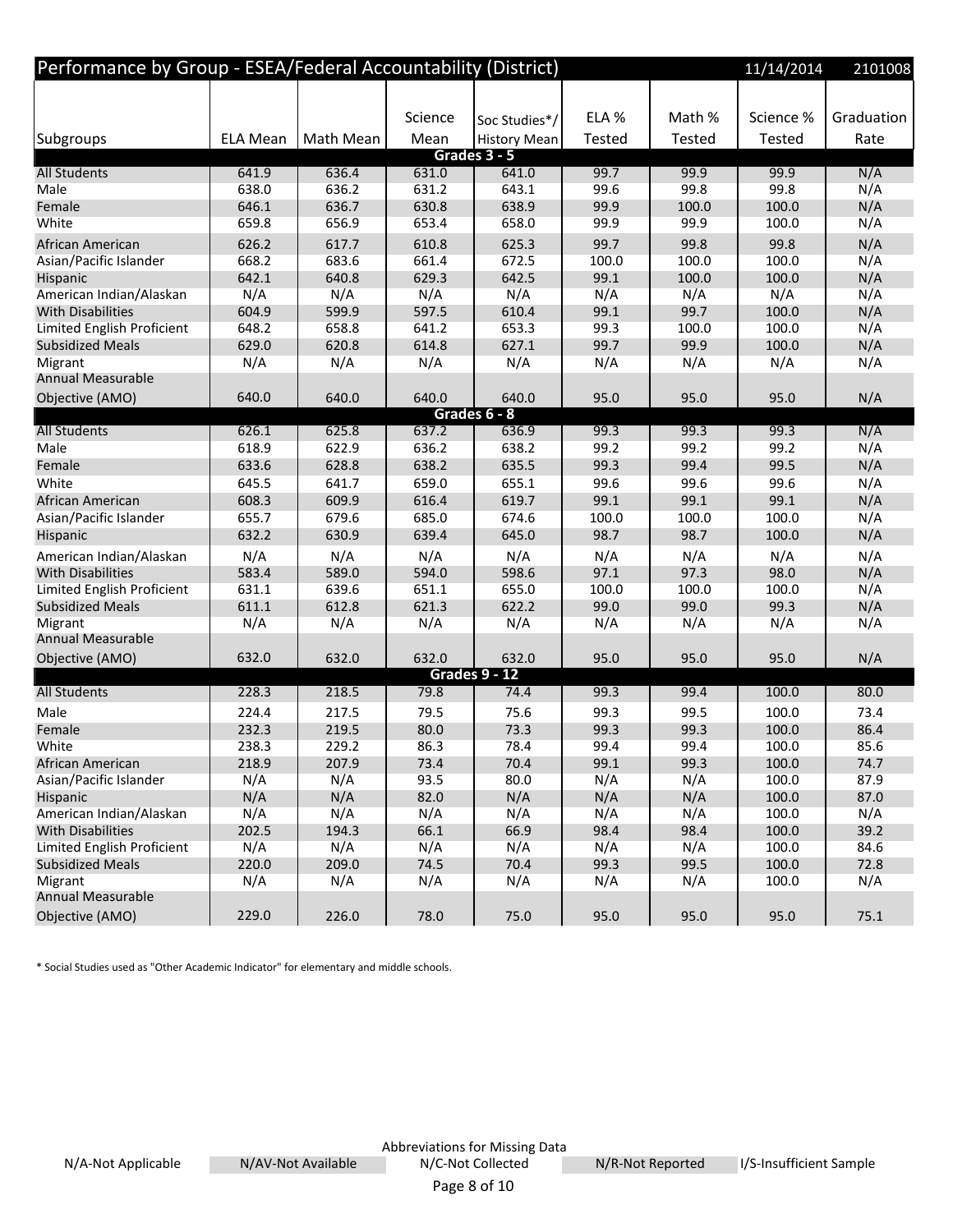## Performance by Group - ESEA/Federal Accountability (District)

11/14/2014 2101008

| Subgroups | ELA Mean | Math Mean | Science Mean | Soc Studies*/ History Mean | ELA % Tested | Math % Tested | Science % Tested | Graduation Rate |
|---|---|---|---|---|---|---|---|---|
| **Grades 3 - 5** | | | | | | | | |
| All Students | 641.9 | 636.4 | 631.0 | 641.0 | 99.7 | 99.9 | 99.9 | N/A |
| Male | 638.0 | 636.2 | 631.2 | 643.1 | 99.6 | 99.8 | 99.8 | N/A |
| Female | 646.1 | 636.7 | 630.8 | 638.9 | 99.9 | 100.0 | 100.0 | N/A |
| White | 659.8 | 656.9 | 653.4 | 658.0 | 99.9 | 99.9 | 100.0 | N/A |
| African American | 626.2 | 617.7 | 610.8 | 625.3 | 99.7 | 99.8 | 99.8 | N/A |
| Asian/Pacific Islander | 668.2 | 683.6 | 661.4 | 672.5 | 100.0 | 100.0 | 100.0 | N/A |
| Hispanic | 642.1 | 640.8 | 629.3 | 642.5 | 99.1 | 100.0 | 100.0 | N/A |
| American Indian/Alaskan | N/A | N/A | N/A | N/A | N/A | N/A | N/A | N/A |
| With Disabilities | 604.9 | 599.9 | 597.5 | 610.4 | 99.1 | 99.7 | 100.0 | N/A |
| Limited English Proficient | 648.2 | 658.8 | 641.2 | 653.3 | 99.3 | 100.0 | 100.0 | N/A |
| Subsidized Meals | 629.0 | 620.8 | 614.8 | 627.1 | 99.7 | 99.9 | 100.0 | N/A |
| Migrant | N/A | N/A | N/A | N/A | N/A | N/A | N/A | N/A |
| Annual Measurable Objective (AMO) | 640.0 | 640.0 | 640.0 | 640.0 | 95.0 | 95.0 | 95.0 | N/A |
| **Grades 6 - 8** | | | | | | | | |
| All Students | 626.1 | 625.8 | 637.2 | 636.9 | 99.3 | 99.3 | 99.3 | N/A |
| Male | 618.9 | 622.9 | 636.2 | 638.2 | 99.2 | 99.2 | 99.2 | N/A |
| Female | 633.6 | 628.8 | 638.2 | 635.5 | 99.3 | 99.4 | 99.5 | N/A |
| White | 645.5 | 641.7 | 659.0 | 655.1 | 99.6 | 99.6 | 99.6 | N/A |
| African American | 608.3 | 609.9 | 616.4 | 619.7 | 99.1 | 99.1 | 99.1 | N/A |
| Asian/Pacific Islander | 655.7 | 679.6 | 685.0 | 674.6 | 100.0 | 100.0 | 100.0 | N/A |
| Hispanic | 632.2 | 630.9 | 639.4 | 645.0 | 98.7 | 98.7 | 100.0 | N/A |
| American Indian/Alaskan | N/A | N/A | N/A | N/A | N/A | N/A | N/A | N/A |
| With Disabilities | 583.4 | 589.0 | 594.0 | 598.6 | 97.1 | 97.3 | 98.0 | N/A |
| Limited English Proficient | 631.1 | 639.6 | 651.1 | 655.0 | 100.0 | 100.0 | 100.0 | N/A |
| Subsidized Meals | 611.1 | 612.8 | 621.3 | 622.2 | 99.0 | 99.0 | 99.3 | N/A |
| Migrant | N/A | N/A | N/A | N/A | N/A | N/A | N/A | N/A |
| Annual Measurable Objective (AMO) | 632.0 | 632.0 | 632.0 | 632.0 | 95.0 | 95.0 | 95.0 | N/A |
| **Grades 9 - 12** | | | | | | | | |
| All Students | 228.3 | 218.5 | 79.8 | 74.4 | 99.3 | 99.4 | 100.0 | 80.0 |
| Male | 224.4 | 217.5 | 79.5 | 75.6 | 99.3 | 99.5 | 100.0 | 73.4 |
| Female | 232.3 | 219.5 | 80.0 | 73.3 | 99.3 | 99.3 | 100.0 | 86.4 |
| White | 238.3 | 229.2 | 86.3 | 78.4 | 99.4 | 99.4 | 100.0 | 85.6 |
| African American | 218.9 | 207.9 | 73.4 | 70.4 | 99.1 | 99.3 | 100.0 | 74.7 |
| Asian/Pacific Islander | N/A | N/A | 93.5 | 80.0 | N/A | N/A | 100.0 | 87.9 |
| Hispanic | N/A | N/A | 82.0 | N/A | N/A | N/A | 100.0 | 87.0 |
| American Indian/Alaskan | N/A | N/A | N/A | N/A | N/A | N/A | 100.0 | N/A |
| With Disabilities | 202.5 | 194.3 | 66.1 | 66.9 | 98.4 | 98.4 | 100.0 | 39.2 |
| Limited English Proficient | N/A | N/A | N/A | N/A | N/A | N/A | 100.0 | 84.6 |
| Subsidized Meals | 220.0 | 209.0 | 74.5 | 70.4 | 99.3 | 99.5 | 100.0 | 72.8 |
| Migrant | N/A | N/A | N/A | N/A | N/A | N/A | 100.0 | N/A |
| Annual Measurable Objective (AMO) | 229.0 | 226.0 | 78.0 | 75.0 | 95.0 | 95.0 | 95.0 | 75.1 |

* Social Studies used as "Other Academic Indicator" for elementary and middle schools.

Abbreviations for Missing Data

N/A-Not Applicable | N/AV-Not Available | N/C-Not Collected | N/R-Not Reported | I/S-Insufficient Sample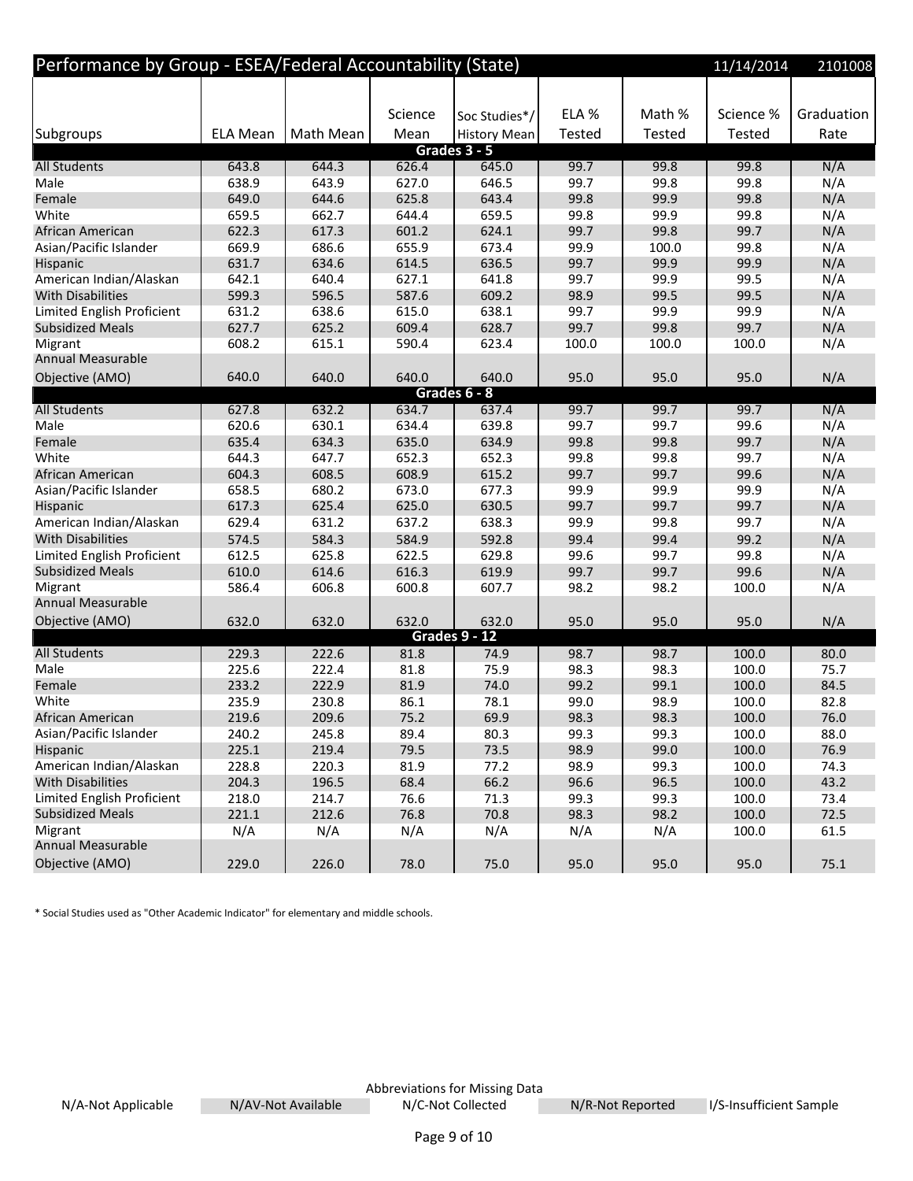# Performance by Group - ESEA/Federal Accountability (State)

11/14/2014 2101008

| Subgroups | ELA Mean | Math Mean | Science Mean | Soc Studies*/ History Mean | ELA % Tested | Math % Tested | Science % Tested | Graduation Rate |
|---|---|---|---|---|---|---|---|---|
| **Grades 3 - 5** | | | | | | | | |
| All Students | 643.8 | 644.3 | 626.4 | 645.0 | 99.7 | 99.8 | 99.8 | N/A |
| Male | 638.9 | 643.9 | 627.0 | 646.5 | 99.7 | 99.8 | 99.8 | N/A |
| Female | 649.0 | 644.6 | 625.8 | 643.4 | 99.8 | 99.9 | 99.8 | N/A |
| White | 659.5 | 662.7 | 644.4 | 659.5 | 99.8 | 99.9 | 99.8 | N/A |
| African American | 622.3 | 617.3 | 601.2 | 624.1 | 99.7 | 99.8 | 99.7 | N/A |
| Asian/Pacific Islander | 669.9 | 686.6 | 655.9 | 673.4 | 99.9 | 100.0 | 99.8 | N/A |
| Hispanic | 631.7 | 634.6 | 614.5 | 636.5 | 99.7 | 99.9 | 99.9 | N/A |
| American Indian/Alaskan | 642.1 | 640.4 | 627.1 | 641.8 | 99.7 | 99.9 | 99.5 | N/A |
| With Disabilities | 599.3 | 596.5 | 587.6 | 609.2 | 98.9 | 99.5 | 99.5 | N/A |
| Limited English Proficient | 631.2 | 638.6 | 615.0 | 638.1 | 99.7 | 99.9 | 99.9 | N/A |
| Subsidized Meals | 627.7 | 625.2 | 609.4 | 628.7 | 99.7 | 99.8 | 99.7 | N/A |
| Migrant | 608.2 | 615.1 | 590.4 | 623.4 | 100.0 | 100.0 | 100.0 | N/A |
| Annual Measurable Objective (AMO) | 640.0 | 640.0 | 640.0 | 640.0 | 95.0 | 95.0 | 95.0 | N/A |
| **Grades 6 - 8** | | | | | | | | |
| All Students | 627.8 | 632.2 | 634.7 | 637.4 | 99.7 | 99.7 | 99.7 | N/A |
| Male | 620.6 | 630.1 | 634.4 | 639.8 | 99.7 | 99.7 | 99.6 | N/A |
| Female | 635.4 | 634.3 | 635.0 | 634.9 | 99.8 | 99.8 | 99.7 | N/A |
| White | 644.3 | 647.7 | 652.3 | 652.3 | 99.8 | 99.8 | 99.7 | N/A |
| African American | 604.3 | 608.5 | 608.9 | 615.2 | 99.7 | 99.7 | 99.6 | N/A |
| Asian/Pacific Islander | 658.5 | 680.2 | 673.0 | 677.3 | 99.9 | 99.9 | 99.9 | N/A |
| Hispanic | 617.3 | 625.4 | 625.0 | 630.5 | 99.7 | 99.7 | 99.7 | N/A |
| American Indian/Alaskan | 629.4 | 631.2 | 637.2 | 638.3 | 99.9 | 99.8 | 99.7 | N/A |
| With Disabilities | 574.5 | 584.3 | 584.9 | 592.8 | 99.4 | 99.4 | 99.2 | N/A |
| Limited English Proficient | 612.5 | 625.8 | 622.5 | 629.8 | 99.6 | 99.7 | 99.8 | N/A |
| Subsidized Meals | 610.0 | 614.6 | 616.3 | 619.9 | 99.7 | 99.7 | 99.6 | N/A |
| Migrant | 586.4 | 606.8 | 600.8 | 607.7 | 98.2 | 98.2 | 100.0 | N/A |
| Annual Measurable Objective (AMO) | 632.0 | 632.0 | 632.0 | 632.0 | 95.0 | 95.0 | 95.0 | N/A |
| **Grades 9 - 12** | | | | | | | | |
| All Students | 229.3 | 222.6 | 81.8 | 74.9 | 98.7 | 98.7 | 100.0 | 80.0 |
| Male | 225.6 | 222.4 | 81.8 | 75.9 | 98.3 | 98.3 | 100.0 | 75.7 |
| Female | 233.2 | 222.9 | 81.9 | 74.0 | 99.2 | 99.1 | 100.0 | 84.5 |
| White | 235.9 | 230.8 | 86.1 | 78.1 | 99.0 | 98.9 | 100.0 | 82.8 |
| African American | 219.6 | 209.6 | 75.2 | 69.9 | 98.3 | 98.3 | 100.0 | 76.0 |
| Asian/Pacific Islander | 240.2 | 245.8 | 89.4 | 80.3 | 99.3 | 99.3 | 100.0 | 88.0 |
| Hispanic | 225.1 | 219.4 | 79.5 | 73.5 | 98.9 | 99.0 | 100.0 | 76.9 |
| American Indian/Alaskan | 228.8 | 220.3 | 81.9 | 77.2 | 98.9 | 99.3 | 100.0 | 74.3 |
| With Disabilities | 204.3 | 196.5 | 68.4 | 66.2 | 96.6 | 96.5 | 100.0 | 43.2 |
| Limited English Proficient | 218.0 | 214.7 | 76.6 | 71.3 | 99.3 | 99.3 | 100.0 | 73.4 |
| Subsidized Meals | 221.1 | 212.6 | 76.8 | 70.8 | 98.3 | 98.2 | 100.0 | 72.5 |
| Migrant | N/A | N/A | N/A | N/A | N/A | N/A | 100.0 | 61.5 |
| Annual Measurable Objective (AMO) | 229.0 | 226.0 | 78.0 | 75.0 | 95.0 | 95.0 | 95.0 | 75.1 |

* Social Studies used as "Other Academic Indicator" for elementary and middle schools.

Abbreviations for Missing Data

N/A-Not Applicable | N/AV-Not Available | N/C-Not Collected | N/R-Not Reported | I/S-Insufficient Sample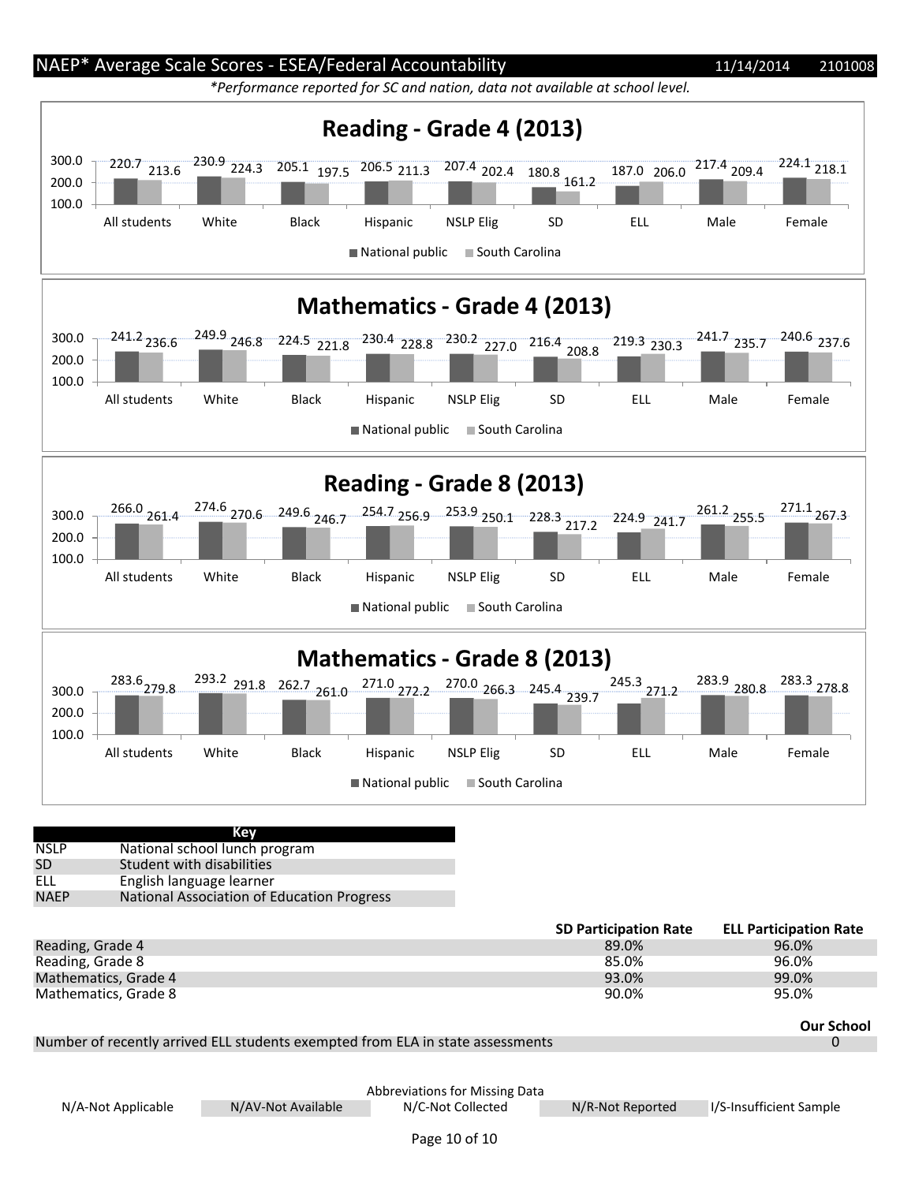# NAEP* Average Scale Scores - ESEA/Federal Accountability

11/14/2014 2101008

*Performance reported for SC and nation, data not available at school level.*

## Reading - Grade 4 (2013)

300.0
200.0
100.0

220.7 213.6 230.9 224.3 205.1 197.5 206.5 211.3 207.4 202.4 180.8 161.2 187.0 206.0 217.4 209.4 224.1 218.1

All students White Black Hispanic NSLP Elig SD ELL Male Female

National public South Carolina

## Mathematics - Grade 4 (2013)

300.0
200.0
100.0

241.2 236.6 249.9 246.8 224.5 221.8 230.4 228.8 230.2 227.0 216.4 208.8 219.3 230.3 241.7 235.7 240.6 237.6

All students White Black Hispanic NSLP Elig SD ELL Male Female

National public South Carolina

## Reading - Grade 8 (2013)

300.0
200.0
100.0

266.0 261.4 274.6 270.6 249.6 246.7 254.7 256.9 253.9 250.1 228.3 217.2 224.9 241.7 261.2 255.5 271.1 267.3

All students White Black Hispanic NSLP Elig SD ELL Male Female

National public South Carolina

## Mathematics - Grade 8 (2013)

300.0
200.0
100.0

283.6 279.8 293.2 291.8 262.7 261.0 271.0 272.2 270.0 266.3 245.4 239.7 245.3 271.2 283.9 280.8 283.3 278.8

All students White Black Hispanic NSLP Elig SD ELL Male Female

National public South Carolina

| Key | |
|---|---|
| NSLP | National school lunch program |
| SD | Student with disabilities |
| ELL | English language learner |
| NAEP | National Association of Education Progress |

| | SD Participation Rate | ELL Participation Rate |
|---|---|---|
| Reading, Grade 4 | 89.0% | 96.0% |
| Reading, Grade 8 | 85.0% | 96.0% |
| Mathematics, Grade 4 | 93.0% | 99.0% |
| Mathematics, Grade 8 | 90.0% | 95.0% |

| | Our School |
|---|---|
| Number of recently arrived ELL students exempted from ELA in state assessments | 0 |

Abbreviations for Missing Data

| | | | | |
|---|---|---|---|---|
| N/A-Not Applicable | N/AV-Not Available | N/C-Not Collected | N/R-Not Reported | I/S-Insufficient Sample |